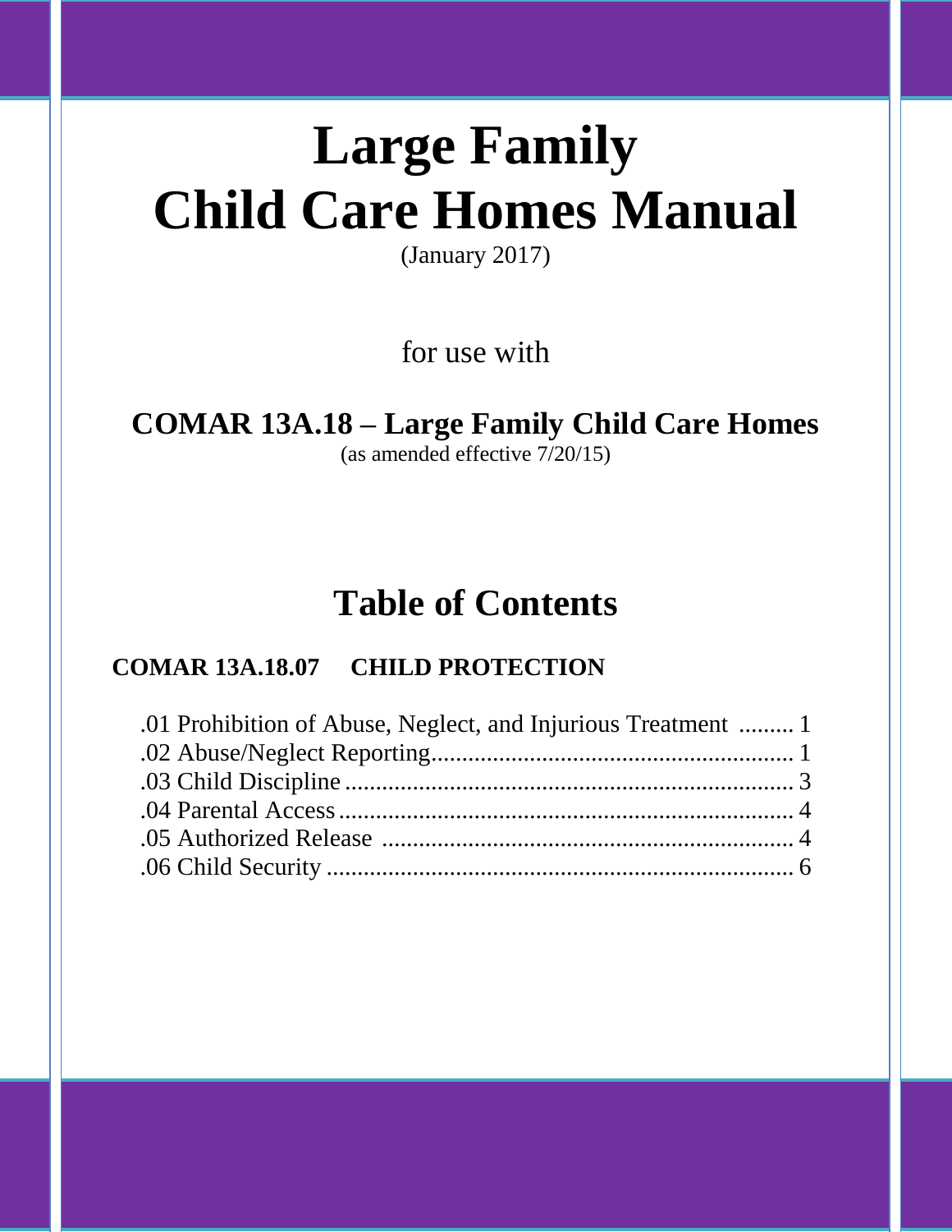# Large Family Child Care Homes Manual

(January 2017)

for use with

## COMAR 13A.18 – Large Family Child Care Homes

(as amended effective 7/20/15)

## Table of Contents

**COMAR 13A.18.07 CHILD PROTECTION**

.01 Prohibition of Abuse, Neglect, and Injurious Treatment ......... 1
.02 Abuse/Neglect Reporting........................................................... 1
.03 Child Discipline ......................................................................... 3
.04 Parental Access .......................................................................... 4
.05 Authorized Release ................................................................... 4
.06 Child Security ............................................................................ 6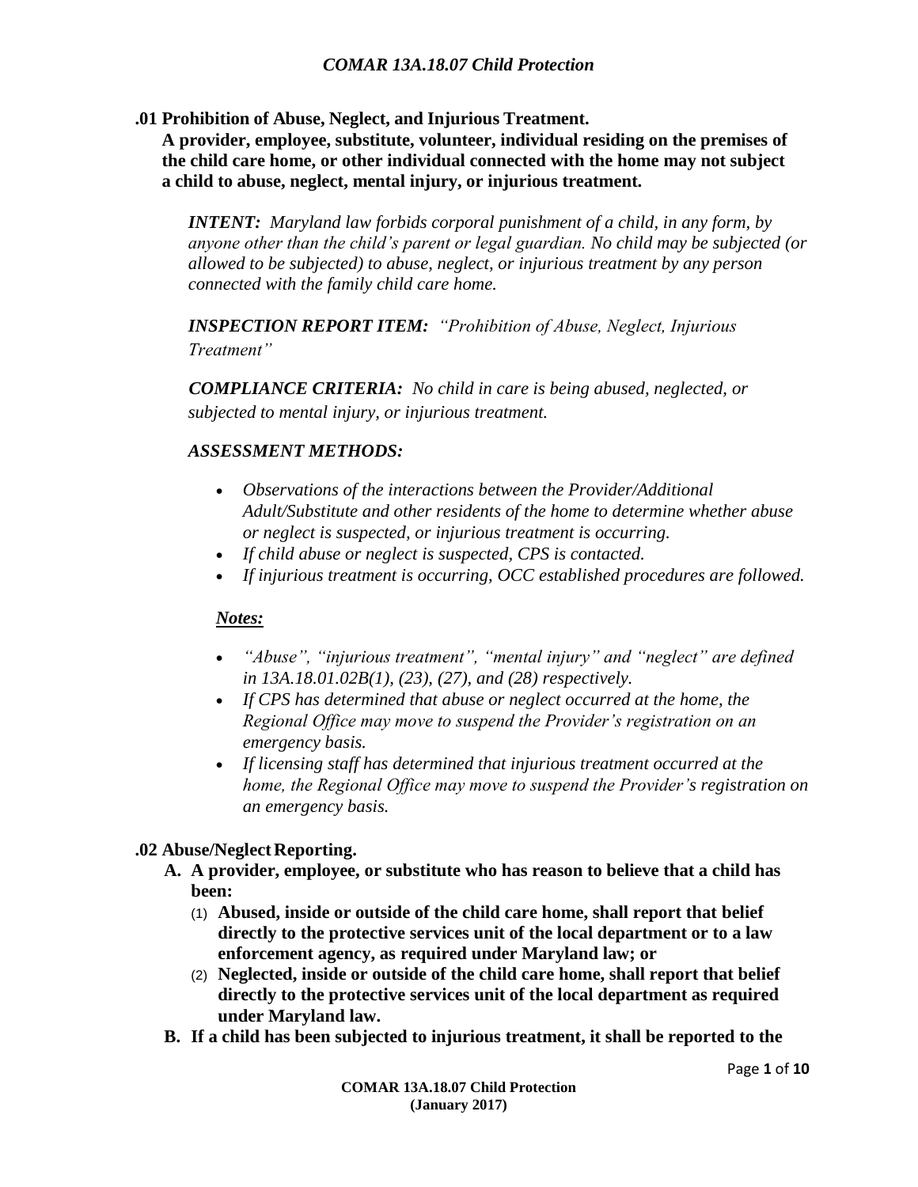# *COMAR 13A.18.07 Child Protection*

**.01 Prohibition of Abuse, Neglect, and Injurious Treatment.**
**A provider, employee, substitute, volunteer, individual residing on the premises of the child care home, or other individual connected with the home may not subject a child to abuse, neglect, mental injury, or injurious treatment.**

***INTENT:*** *Maryland law forbids corporal punishment of a child, in any form, by anyone other than the child's parent or legal guardian. No child may be subjected (or allowed to be subjected) to abuse, neglect, or injurious treatment by any person connected with the family child care home.*

***INSPECTION REPORT ITEM:*** *"Prohibition of Abuse, Neglect, Injurious Treatment"*

***COMPLIANCE CRITERIA:*** *No child in care is being abused, neglected, or subjected to mental injury, or injurious treatment.*

***ASSESSMENT METHODS:***

- *Observations of the interactions between the Provider/Additional Adult/Substitute and other residents of the home to determine whether abuse or neglect is suspected, or injurious treatment is occurring.*
- *If child abuse or neglect is suspected, CPS is contacted.*
- *If injurious treatment is occurring, OCC established procedures are followed.*

***Notes:***

- *"Abuse", "injurious treatment", "mental injury" and "neglect" are defined in 13A.18.01.02B(1), (23), (27), and (28) respectively.*
- *If CPS has determined that abuse or neglect occurred at the home, the Regional Office may move to suspend the Provider's registration on an emergency basis.*
- *If licensing staff has determined that injurious treatment occurred at the home, the Regional Office may move to suspend the Provider's registration on an emergency basis.*

**.02 Abuse/Neglect Reporting.**

**A. A provider, employee, or substitute who has reason to believe that a child has been:**

(1) **Abused, inside or outside of the child care home, shall report that belief directly to the protective services unit of the local department or to a law enforcement agency, as required under Maryland law; or**

(2) **Neglected, inside or outside of the child care home, shall report that belief directly to the protective services unit of the local department as required under Maryland law.**

**B. If a child has been subjected to injurious treatment, it shall be reported to the**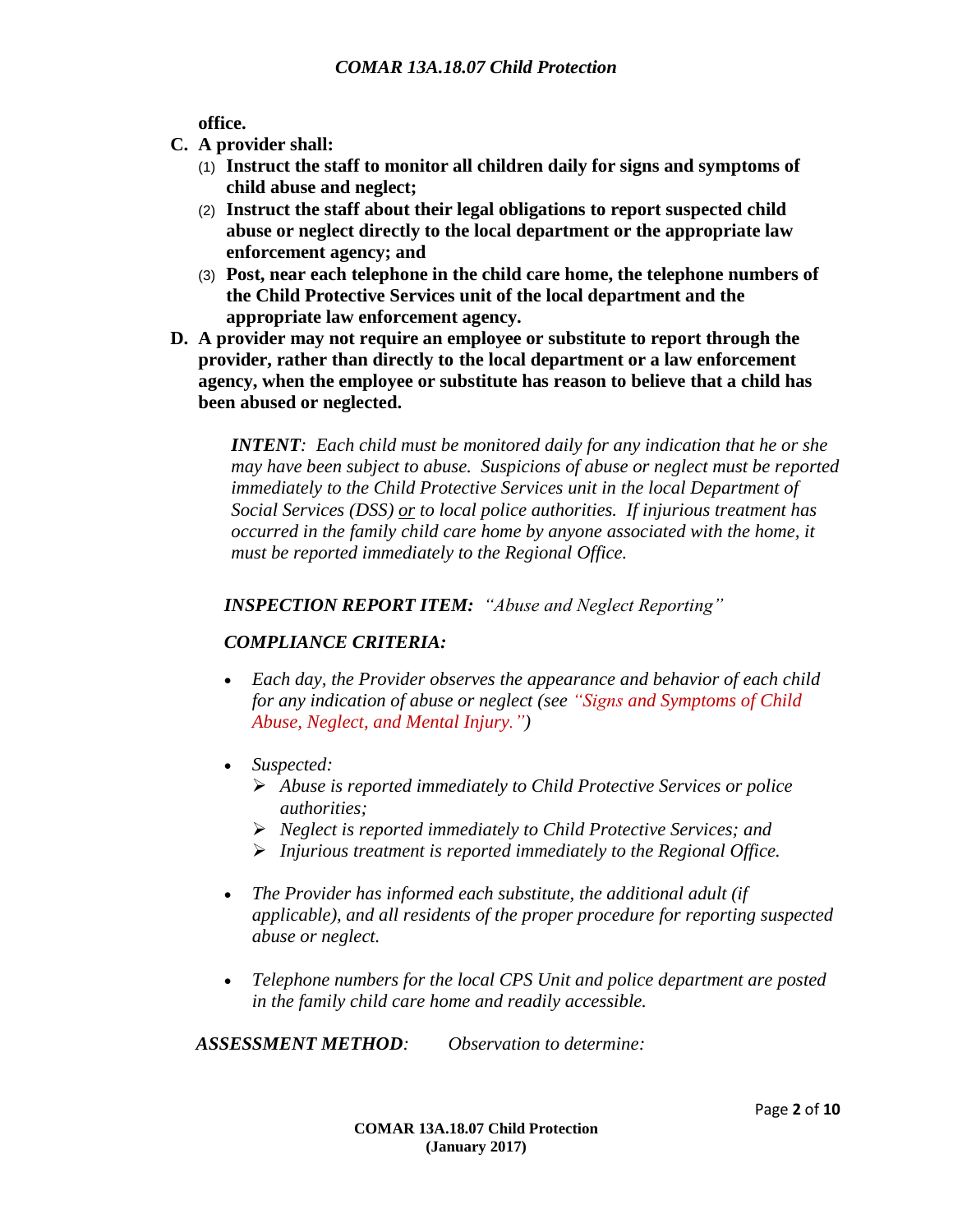**office.**

**C. A provider shall:**

(1) **Instruct the staff to monitor all children daily for signs and symptoms of child abuse and neglect;**

(2) **Instruct the staff about their legal obligations to report suspected child abuse or neglect directly to the local department or the appropriate law enforcement agency; and**

(3) **Post, near each telephone in the child care home, the telephone numbers of the Child Protective Services unit of the local department and the appropriate law enforcement agency.**

**D. A provider may not require an employee or substitute to report through the provider, rather than directly to the local department or a law enforcement agency, when the employee or substitute has reason to believe that a child has been abused or neglected.**

> ***INTENT****: Each child must be monitored daily for any indication that he or she may have been subject to abuse. Suspicions of abuse or neglect must be reported immediately to the Child Protective Services unit in the local Department of Social Services (DSS) or to local police authorities. If injurious treatment has occurred in the family child care home by anyone associated with the home, it must be reported immediately to the Regional Office.*

***INSPECTION REPORT ITEM:*** *"Abuse and Neglect Reporting"*

***COMPLIANCE CRITERIA:***

- *Each day, the Provider observes the appearance and behavior of each child for any indication of abuse or neglect (see "Signs and Symptoms of Child Abuse, Neglect, and Mental Injury.")*

- *Suspected:*
  - *Abuse is reported immediately to Child Protective Services or police authorities;*
  - *Neglect is reported immediately to Child Protective Services; and*
  - *Injurious treatment is reported immediately to the Regional Office.*

- *The Provider has informed each substitute, the additional adult (if applicable), and all residents of the proper procedure for reporting suspected abuse or neglect.*

- *Telephone numbers for the local CPS Unit and police department are posted in the family child care home and readily accessible.*

***ASSESSMENT METHOD****:* *Observation to determine:*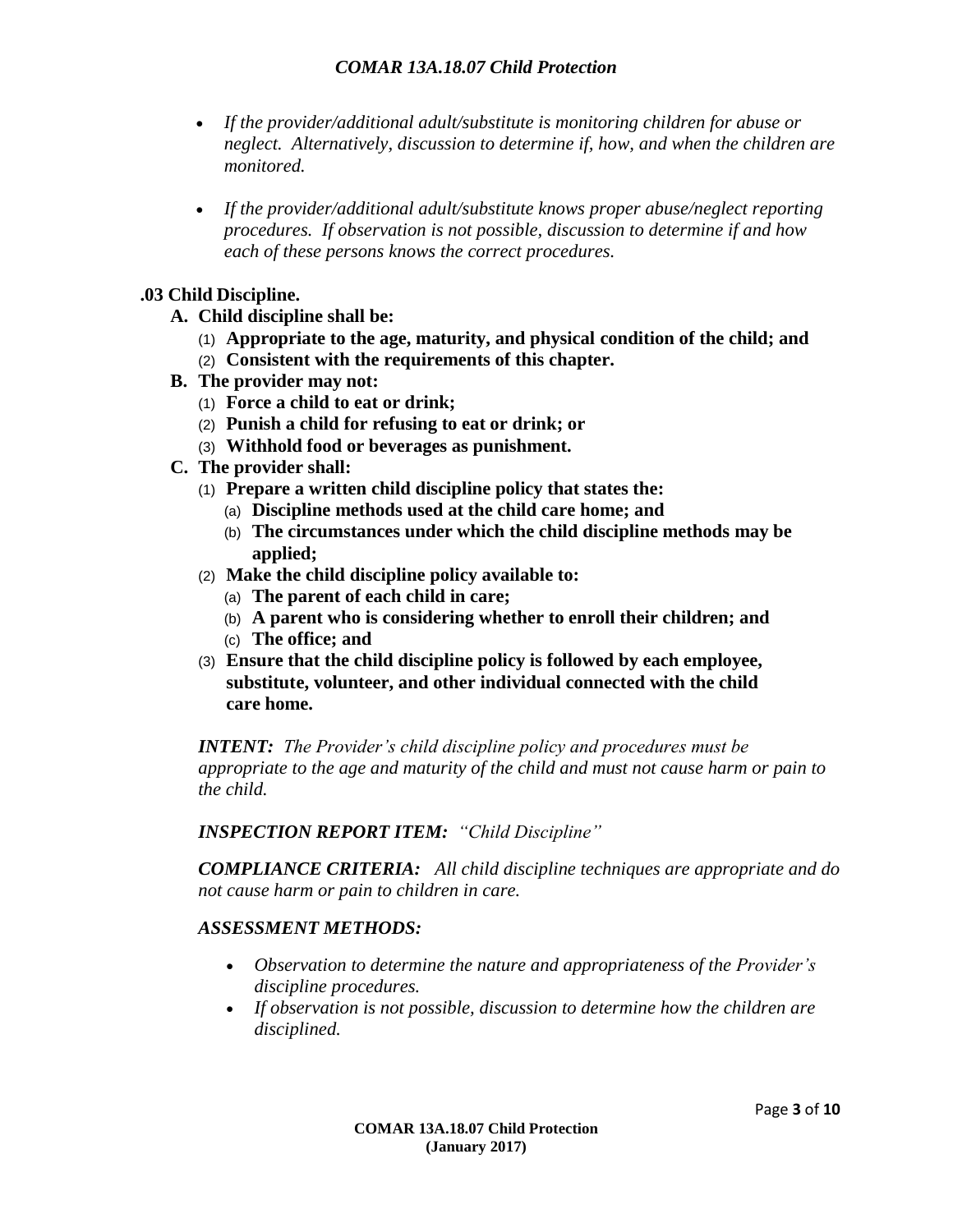- *If the provider/additional adult/substitute is monitoring children for abuse or neglect. Alternatively, discussion to determine if, how, and when the children are monitored.*

- *If the provider/additional adult/substitute knows proper abuse/neglect reporting procedures. If observation is not possible, discussion to determine if and how each of these persons knows the correct procedures.*

## .03 Child Discipline.

**A. Child discipline shall be:**

(1) **Appropriate to the age, maturity, and physical condition of the child; and**

(2) **Consistent with the requirements of this chapter.**

**B. The provider may not:**

(1) **Force a child to eat or drink;**

(2) **Punish a child for refusing to eat or drink; or**

(3) **Withhold food or beverages as punishment.**

**C. The provider shall:**

(1) **Prepare a written child discipline policy that states the:**

(a) **Discipline methods used at the child care home; and**

(b) **The circumstances under which the child discipline methods may be applied;**

(2) **Make the child discipline policy available to:**

(a) **The parent of each child in care;**

(b) **A parent who is considering whether to enroll their children; and**

(c) **The office; and**

(3) **Ensure that the child discipline policy is followed by each employee, substitute, volunteer, and other individual connected with the child care home.**

***INTENT:*** *The Provider's child discipline policy and procedures must be appropriate to the age and maturity of the child and must not cause harm or pain to the child.*

***INSPECTION REPORT ITEM:*** *"Child Discipline"*

***COMPLIANCE CRITERIA:*** *All child discipline techniques are appropriate and do not cause harm or pain to children in care.*

***ASSESSMENT METHODS:***

- *Observation to determine the nature and appropriateness of the Provider's discipline procedures.*
- *If observation is not possible, discussion to determine how the children are disciplined.*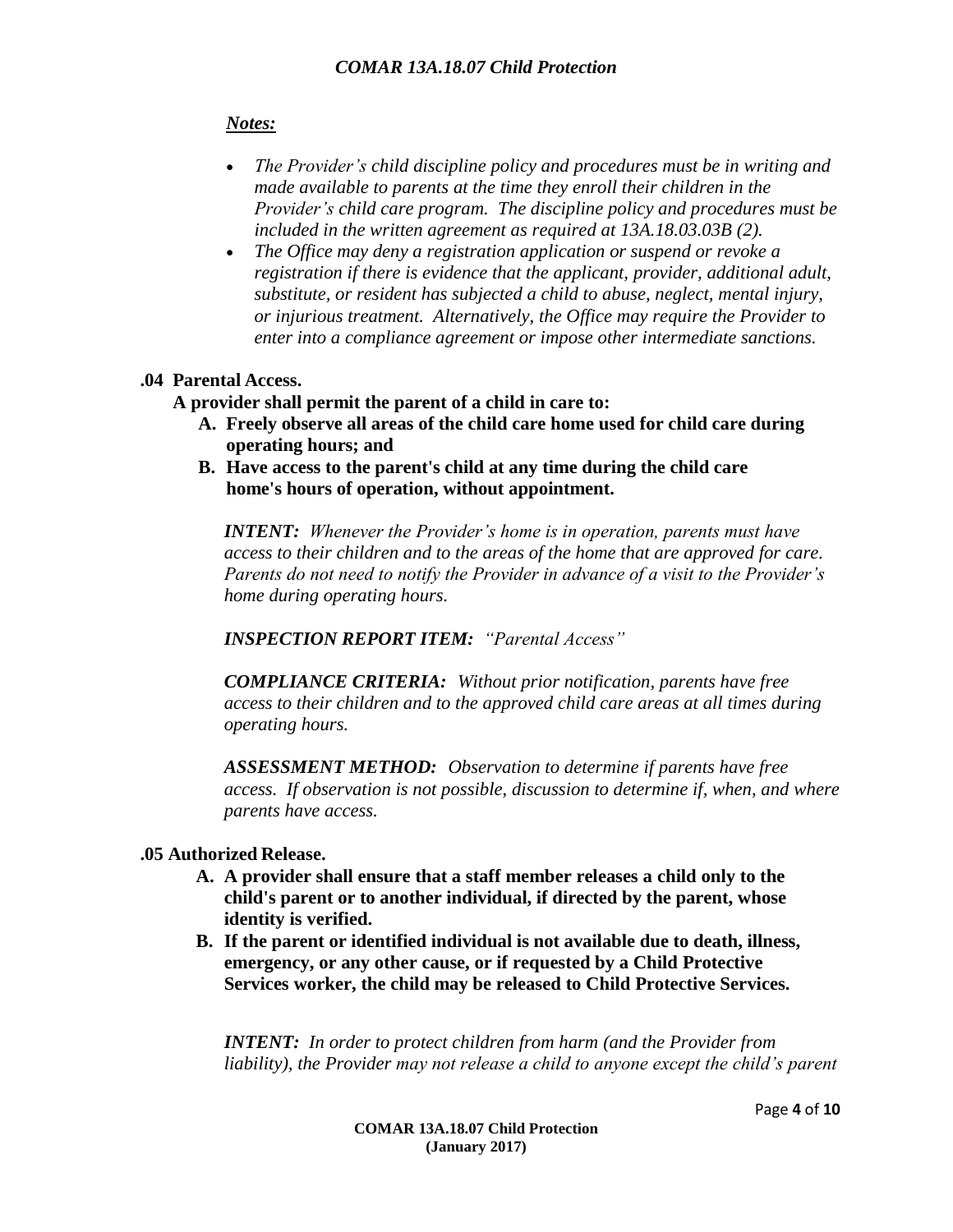***Notes:***

- *The Provider's child discipline policy and procedures must be in writing and made available to parents at the time they enroll their children in the Provider's child care program. The discipline policy and procedures must be included in the written agreement as required at 13A.18.03.03B (2).*
- *The Office may deny a registration application or suspend or revoke a registration if there is evidence that the applicant, provider, additional adult, substitute, or resident has subjected a child to abuse, neglect, mental injury, or injurious treatment. Alternatively, the Office may require the Provider to enter into a compliance agreement or impose other intermediate sanctions.*

**.04 Parental Access.**

**A provider shall permit the parent of a child in care to:**

**A. Freely observe all areas of the child care home used for child care during operating hours; and**

**B. Have access to the parent's child at any time during the child care home's hours of operation, without appointment.**

***INTENT:*** *Whenever the Provider's home is in operation, parents must have access to their children and to the areas of the home that are approved for care. Parents do not need to notify the Provider in advance of a visit to the Provider's home during operating hours.*

***INSPECTION REPORT ITEM:*** *"Parental Access"*

***COMPLIANCE CRITERIA:*** *Without prior notification, parents have free access to their children and to the approved child care areas at all times during operating hours.*

***ASSESSMENT METHOD:*** *Observation to determine if parents have free access. If observation is not possible, discussion to determine if, when, and where parents have access.*

**.05 Authorized Release.**

**A. A provider shall ensure that a staff member releases a child only to the child's parent or to another individual, if directed by the parent, whose identity is verified.**

**B. If the parent or identified individual is not available due to death, illness, emergency, or any other cause, or if requested by a Child Protective Services worker, the child may be released to Child Protective Services.**

***INTENT:*** *In order to protect children from harm (and the Provider from liability), the Provider may not release a child to anyone except the child's parent*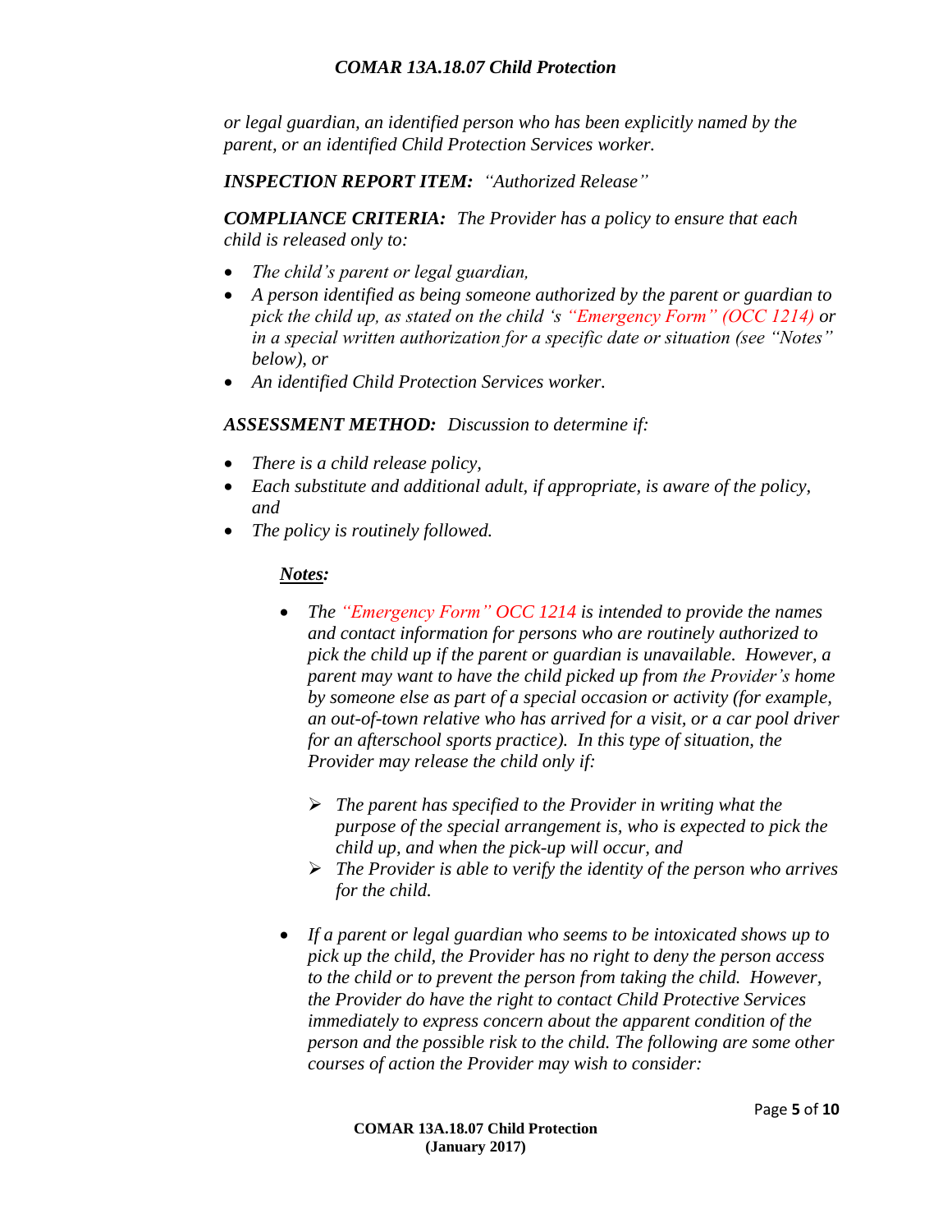*or legal guardian, an identified person who has been explicitly named by the parent, or an identified Child Protection Services worker.*

***INSPECTION REPORT ITEM:*** *"Authorized Release"*

***COMPLIANCE CRITERIA:*** *The Provider has a policy to ensure that each child is released only to:*

- *The child's parent or legal guardian,*
- *A person identified as being someone authorized by the parent or guardian to pick the child up, as stated on the child 's "Emergency Form" (OCC 1214) or in a special written authorization for a specific date or situation (see "Notes" below), or*
- *An identified Child Protection Services worker.*

***ASSESSMENT METHOD:*** *Discussion to determine if:*

- *There is a child release policy,*
- *Each substitute and additional adult, if appropriate, is aware of the policy, and*
- *The policy is routinely followed.*

***<u>Notes</u>:***

- *The "Emergency Form" OCC 1214 is intended to provide the names and contact information for persons who are routinely authorized to pick the child up if the parent or guardian is unavailable. However, a parent may want to have the child picked up from the Provider's home by someone else as part of a special occasion or activity (for example, an out-of-town relative who has arrived for a visit, or a car pool driver for an afterschool sports practice). In this type of situation, the Provider may release the child only if:*
  - *The parent has specified to the Provider in writing what the purpose of the special arrangement is, who is expected to pick the child up, and when the pick-up will occur, and*
  - *The Provider is able to verify the identity of the person who arrives for the child.*
- *If a parent or legal guardian who seems to be intoxicated shows up to pick up the child, the Provider has no right to deny the person access to the child or to prevent the person from taking the child. However, the Provider do have the right to contact Child Protective Services immediately to express concern about the apparent condition of the person and the possible risk to the child. The following are some other courses of action the Provider may wish to consider:*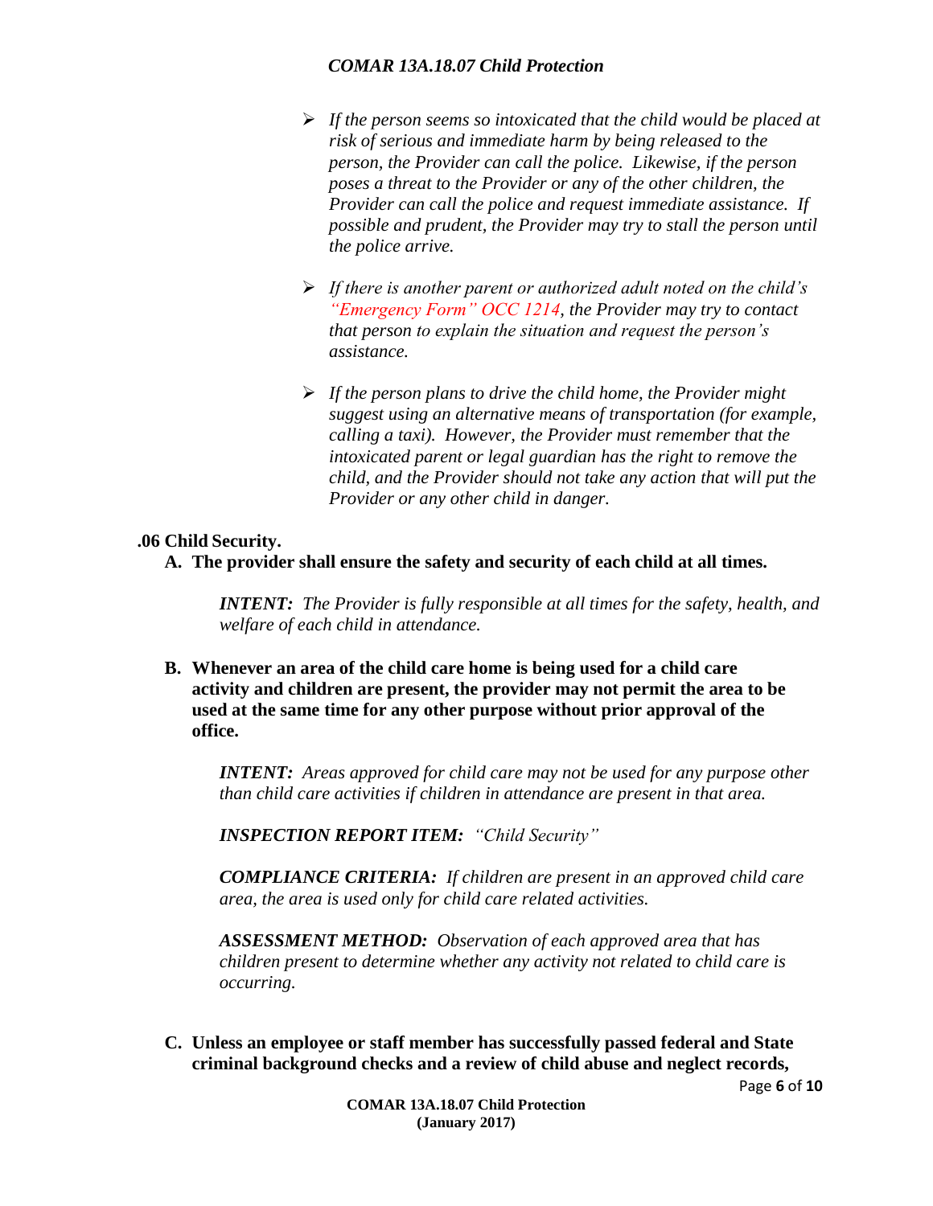- *If the person seems so intoxicated that the child would be placed at risk of serious and immediate harm by being released to the person, the Provider can call the police. Likewise, if the person poses a threat to the Provider or any of the other children, the Provider can call the police and request immediate assistance. If possible and prudent, the Provider may try to stall the person until the police arrive.*

- *If there is another parent or authorized adult noted on the child's "Emergency Form" OCC 1214, the Provider may try to contact that person to explain the situation and request the person's assistance.*

- *If the person plans to drive the child home, the Provider might suggest using an alternative means of transportation (for example, calling a taxi). However, the Provider must remember that the intoxicated parent or legal guardian has the right to remove the child, and the Provider should not take any action that will put the Provider or any other child in danger.*

**.06 Child Security.**

**A. The provider shall ensure the safety and security of each child at all times.**

***INTENT:*** *The Provider is fully responsible at all times for the safety, health, and welfare of each child in attendance.*

**B. Whenever an area of the child care home is being used for a child care activity and children are present, the provider may not permit the area to be used at the same time for any other purpose without prior approval of the office.**

***INTENT:*** *Areas approved for child care may not be used for any purpose other than child care activities if children in attendance are present in that area.*

***INSPECTION REPORT ITEM:*** *"Child Security"*

***COMPLIANCE CRITERIA:*** *If children are present in an approved child care area, the area is used only for child care related activities.*

***ASSESSMENT METHOD:*** *Observation of each approved area that has children present to determine whether any activity not related to child care is occurring.*

**C. Unless an employee or staff member has successfully passed federal and State criminal background checks and a review of child abuse and neglect records,**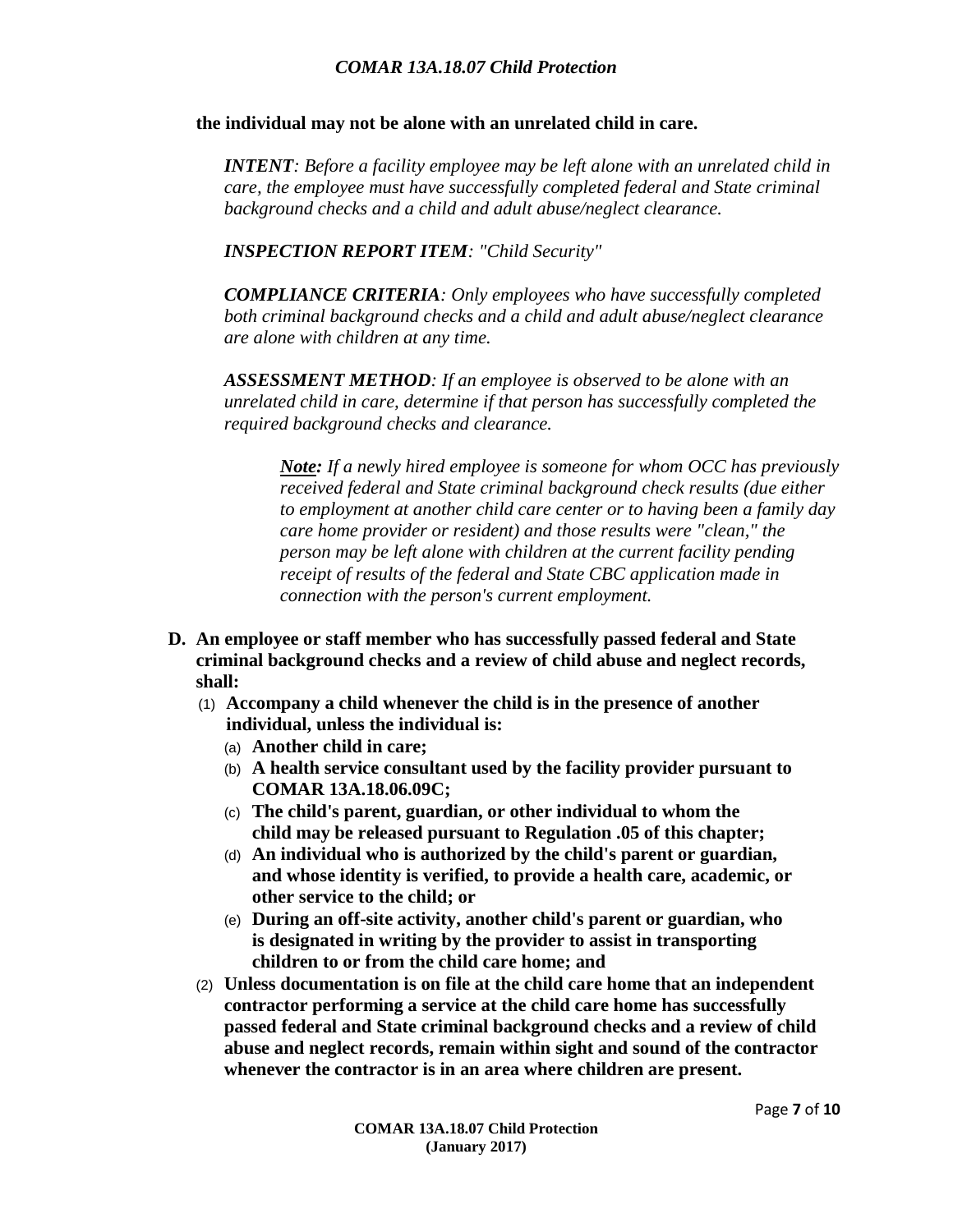**the individual may not be alone with an unrelated child in care.**

> ***INTENT**: Before a facility employee may be left alone with an unrelated child in care, the employee must have successfully completed federal and State criminal background checks and a child and adult abuse/neglect clearance.*
>
> ***INSPECTION REPORT ITEM**: "Child Security"*
>
> ***COMPLIANCE CRITERIA**: Only employees who have successfully completed both criminal background checks and a child and adult abuse/neglect clearance are alone with children at any time.*
>
> ***ASSESSMENT METHOD**: If an employee is observed to be alone with an unrelated child in care, determine if that person has successfully completed the required background checks and clearance.*
>
> > ***Note:** If a newly hired employee is someone for whom OCC has previously received federal and State criminal background check results (due either to employment at another child care center or to having been a family day care home provider or resident) and those results were "clean," the person may be left alone with children at the current facility pending receipt of results of the federal and State CBC application made in connection with the person's current employment.*

**D. An employee or staff member who has successfully passed federal and State criminal background checks and a review of child abuse and neglect records, shall:**

- (1) **Accompany a child whenever the child is in the presence of another individual, unless the individual is:**
  - (a) **Another child in care;**
  - (b) **A health service consultant used by the facility provider pursuant to COMAR 13A.18.06.09C;**
  - (c) **The child's parent, guardian, or other individual to whom the child may be released pursuant to Regulation .05 of this chapter;**
  - (d) **An individual who is authorized by the child's parent or guardian, and whose identity is verified, to provide a health care, academic, or other service to the child; or**
  - (e) **During an off-site activity, another child's parent or guardian, who is designated in writing by the provider to assist in transporting children to or from the child care home; and**
- (2) **Unless documentation is on file at the child care home that an independent contractor performing a service at the child care home has successfully passed federal and State criminal background checks and a review of child abuse and neglect records, remain within sight and sound of the contractor whenever the contractor is in an area where children are present.**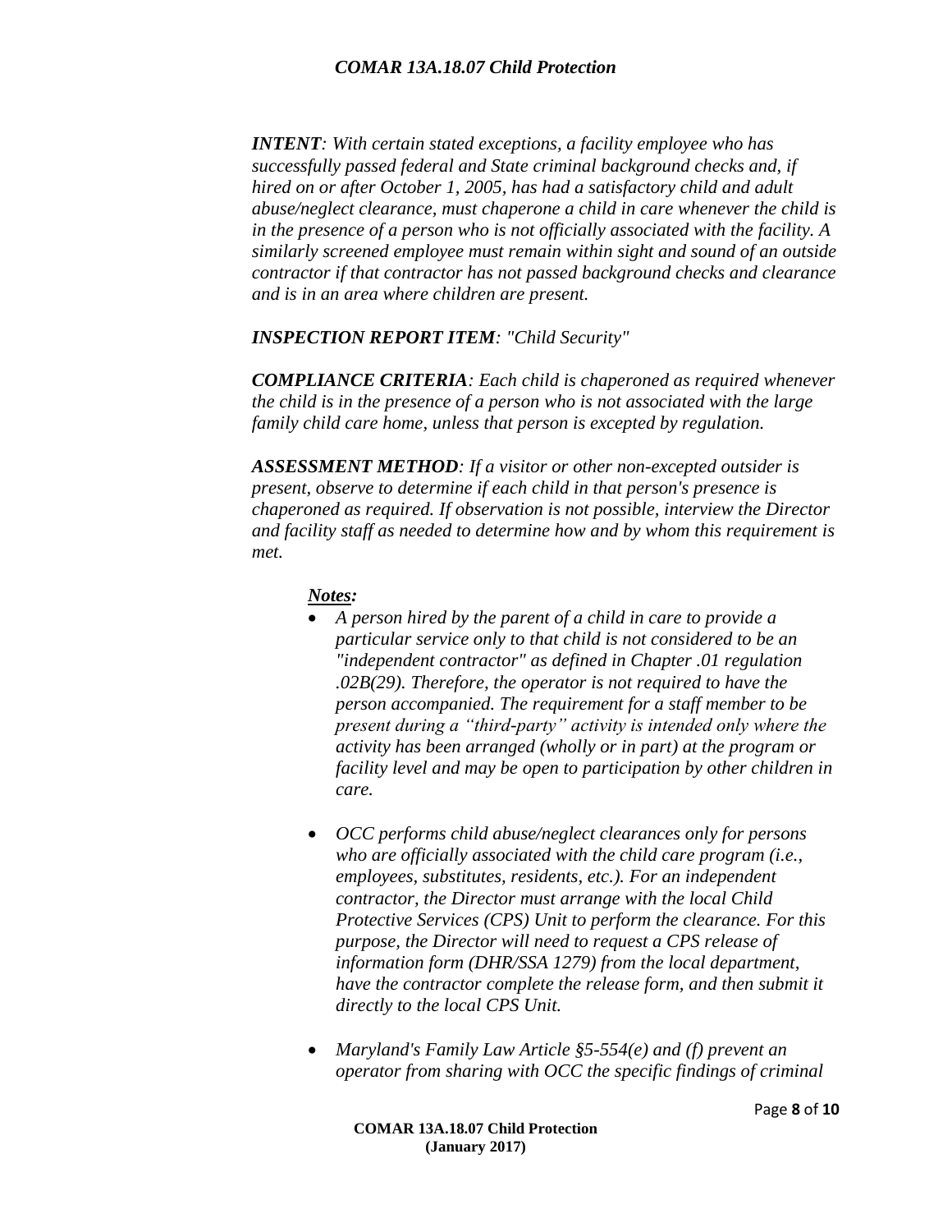*__INTENT__: With certain stated exceptions, a facility employee who has successfully passed federal and State criminal background checks and, if hired on or after October 1, 2005, has had a satisfactory child and adult abuse/neglect clearance, must chaperone a child in care whenever the child is in the presence of a person who is not officially associated with the facility. A similarly screened employee must remain within sight and sound of an outside contractor if that contractor has not passed background checks and clearance and is in an area where children are present.*

*__INSPECTION REPORT ITEM__: "Child Security"*

*__COMPLIANCE CRITERIA__: Each child is chaperoned as required whenever the child is in the presence of a person who is not associated with the large family child care home, unless that person is excepted by regulation.*

*__ASSESSMENT METHOD__: If a visitor or other non-excepted outsider is present, observe to determine if each child in that person's presence is chaperoned as required. If observation is not possible, interview the Director and facility staff as needed to determine how and by whom this requirement is met.*

***Notes:***

- *A person hired by the parent of a child in care to provide a particular service only to that child is not considered to be an "independent contractor" as defined in Chapter .01 regulation .02B(29). Therefore, the operator is not required to have the person accompanied. The requirement for a staff member to be present during a "third-party" activity is intended only where the activity has been arranged (wholly or in part) at the program or facility level and may be open to participation by other children in care.*

- *OCC performs child abuse/neglect clearances only for persons who are officially associated with the child care program (i.e., employees, substitutes, residents, etc.). For an independent contractor, the Director must arrange with the local Child Protective Services (CPS) Unit to perform the clearance. For this purpose, the Director will need to request a CPS release of information form (DHR/SSA 1279) from the local department, have the contractor complete the release form, and then submit it directly to the local CPS Unit.*

- *Maryland's Family Law Article §5-554(e) and (f) prevent an operator from sharing with OCC the specific findings of criminal*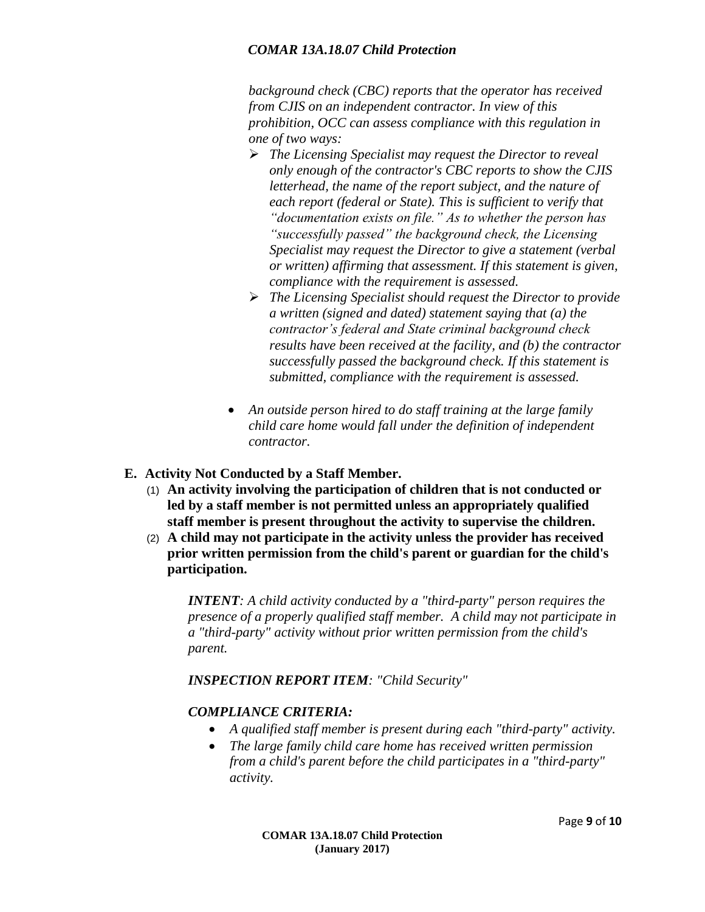*background check (CBC) reports that the operator has received from CJIS on an independent contractor. In view of this prohibition, OCC can assess compliance with this regulation in one of two ways:*

- *The Licensing Specialist may request the Director to reveal only enough of the contractor's CBC reports to show the CJIS letterhead, the name of the report subject, and the nature of each report (federal or State). This is sufficient to verify that "documentation exists on file." As to whether the person has "successfully passed" the background check, the Licensing Specialist may request the Director to give a statement (verbal or written) affirming that assessment. If this statement is given, compliance with the requirement is assessed.*
- *The Licensing Specialist should request the Director to provide a written (signed and dated) statement saying that (a) the contractor's federal and State criminal background check results have been received at the facility, and (b) the contractor successfully passed the background check. If this statement is submitted, compliance with the requirement is assessed.*

- *An outside person hired to do staff training at the large family child care home would fall under the definition of independent contractor.*

**E. Activity Not Conducted by a Staff Member.**

(1) **An activity involving the participation of children that is not conducted or led by a staff member is not permitted unless an appropriately qualified staff member is present throughout the activity to supervise the children.**

(2) **A child may not participate in the activity unless the provider has received prior written permission from the child's parent or guardian for the child's participation.**

***INTENT****: A child activity conducted by a "third-party" person requires the presence of a properly qualified staff member. A child may not participate in a "third-party" activity without prior written permission from the child's parent.*

***INSPECTION REPORT ITEM****: "Child Security"*

***COMPLIANCE CRITERIA:***

- *A qualified staff member is present during each "third-party" activity.*
- *The large family child care home has received written permission from a child's parent before the child participates in a "third-party" activity.*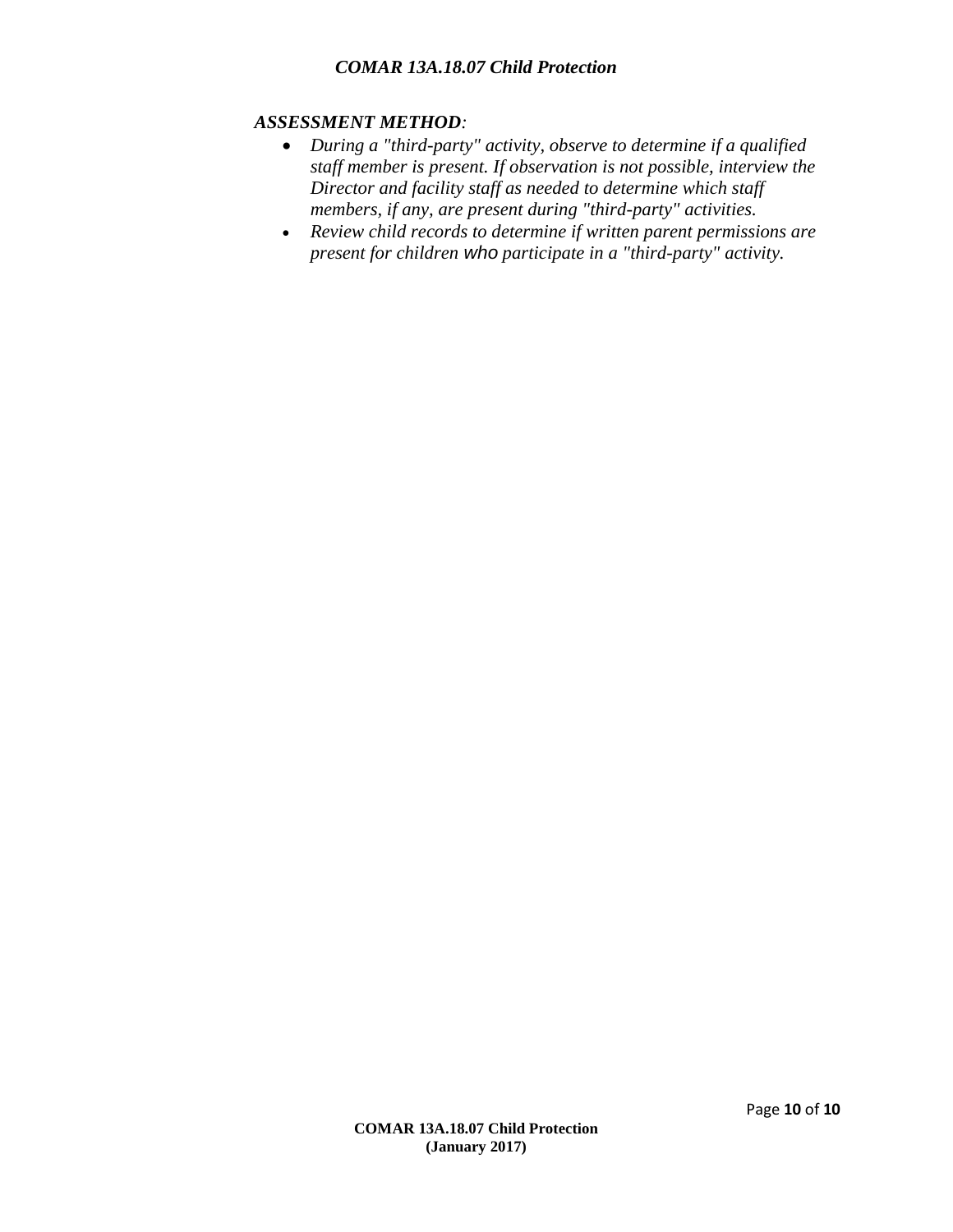***ASSESSMENT METHOD**:*

- *During a "third-party" activity, observe to determine if a qualified staff member is present. If observation is not possible, interview the Director and facility staff as needed to determine which staff members, if any, are present during "third-party" activities.*
- *Review child records to determine if written parent permissions are present for children who participate in a "third-party" activity.*